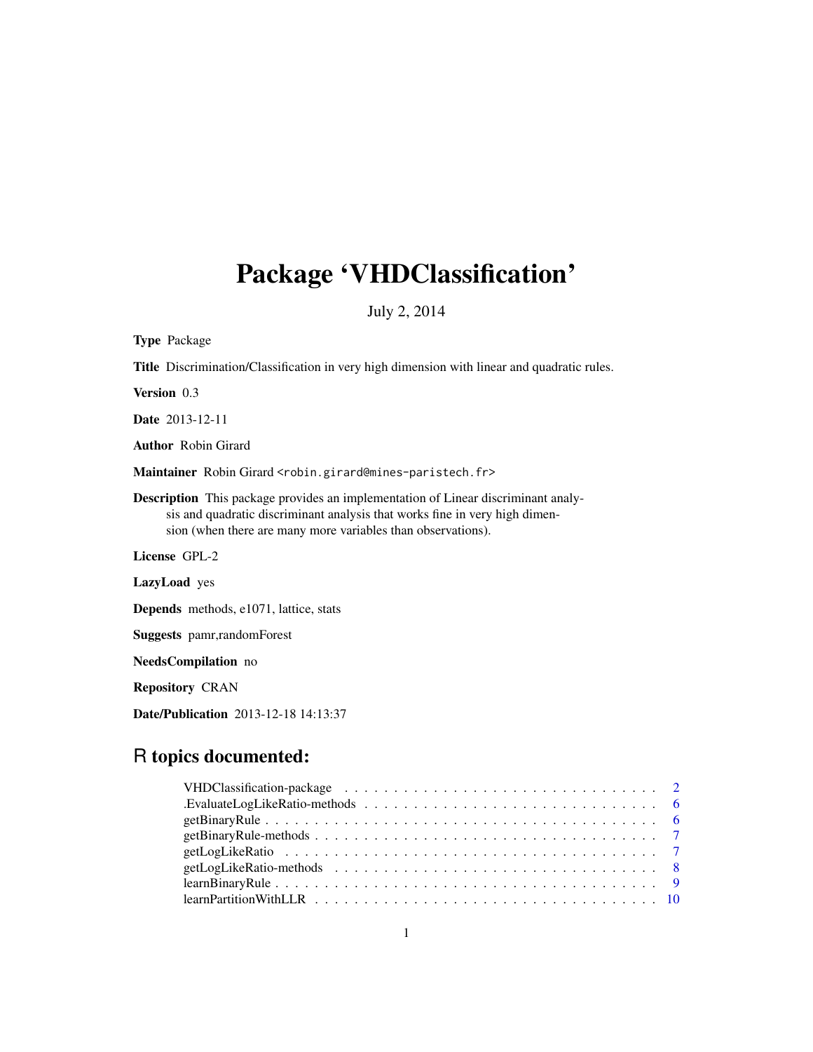# Package 'VHDClassification'

July 2, 2014

**Type** Package

**Title** Discrimination/Classification in very high dimension with linear and quadratic rules.

**Version** 0.3

**Date** 2013-12-11

**Author** Robin Girard

**Maintainer** Robin Girard <robin.girard@mines-paristech.fr>

**Description** This package provides an implementation of Linear discriminant analysis and quadratic discriminant analysis that works fine in very high dimension (when there are many more variables than observations).

**License** GPL-2

**LazyLoad** yes

**Depends** methods, e1071, lattice, stats

**Suggests** pamr,randomForest

**NeedsCompilation** no

**Repository** CRAN

**Date/Publication** 2013-12-18 14:13:37

## R topics documented:

- VHDClassification-package . . . . . . . . . . . . . . . . . . . . . . . . . . . . . . . . 2
- .EvaluateLogLikeRatio-methods . . . . . . . . . . . . . . . . . . . . . . . . . . . . . 6
- getBinaryRule . . . . . . . . . . . . . . . . . . . . . . . . . . . . . . . . . . . . . . 6
- getBinaryRule-methods . . . . . . . . . . . . . . . . . . . . . . . . . . . . . . . . . . 7
- getLogLikeRatio . . . . . . . . . . . . . . . . . . . . . . . . . . . . . . . . . . . . . 7
- getLogLikeRatio-methods . . . . . . . . . . . . . . . . . . . . . . . . . . . . . . . . 8
- learnBinaryRule . . . . . . . . . . . . . . . . . . . . . . . . . . . . . . . . . . . . . 9
- learnPartitionWithLLR . . . . . . . . . . . . . . . . . . . . . . . . . . . . . . . . . 10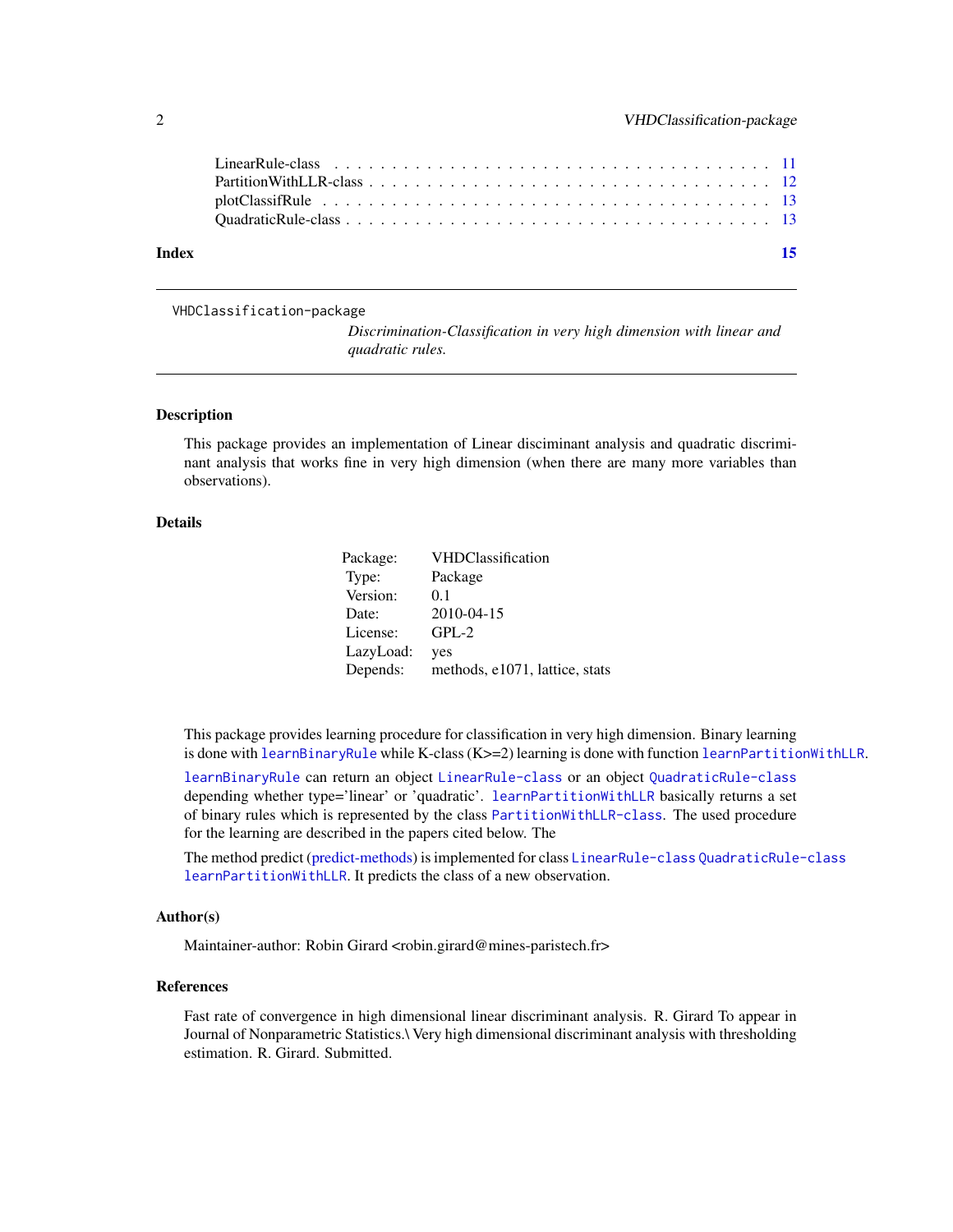LinearRule-class . . . . . . . . . . . . . . . . . . . . . . . . . . . . . . . . . . . . 11
PartitionWithLLR-class . . . . . . . . . . . . . . . . . . . . . . . . . . . . . . . . . 12
plotClassifRule . . . . . . . . . . . . . . . . . . . . . . . . . . . . . . . . . . . . . 13
QuadraticRule-class . . . . . . . . . . . . . . . . . . . . . . . . . . . . . . . . . . . 13

**Index** **15**

---

`VHDClassification-package`
*Discrimination-Classification in very high dimension with linear and quadratic rules.*

---

## Description

This package provides an implementation of Linear disciminant analysis and quadratic discriminant analysis that works fine in very high dimension (when there are many more variables than observations).

## Details

| | |
|---|---|
| Package: | VHDClassification |
| Type: | Package |
| Version: | 0.1 |
| Date: | 2010-04-15 |
| License: | GPL-2 |
| LazyLoad: | yes |
| Depends: | methods, e1071, lattice, stats |

This package provides learning procedure for classification in very high dimension. Binary learning is done with `learnBinaryRule` while K-class (K>=2) learning is done with function `learnPartitionWithLLR`.

`learnBinaryRule` can return an object `LinearRule-class` or an object `QuadraticRule-class` depending whether type='linear' or 'quadratic'. `learnPartitionWithLLR` basically returns a set of binary rules which is represented by the class `PartitionWithLLR-class`. The used procedure for the learning are described in the papers cited below. The

The method predict (predict-methods) is implemented for class `LinearRule-class` `QuadraticRule-class` `learnPartitionWithLLR`. It predicts the class of a new observation.

## Author(s)

Maintainer-author: Robin Girard <robin.girard@mines-paristech.fr>

## References

Fast rate of convergence in high dimensional linear discriminant analysis. R. Girard To appear in Journal of Nonparametric Statistics.\ Very high dimensional discriminant analysis with thresholding estimation. R. Girard. Submitted.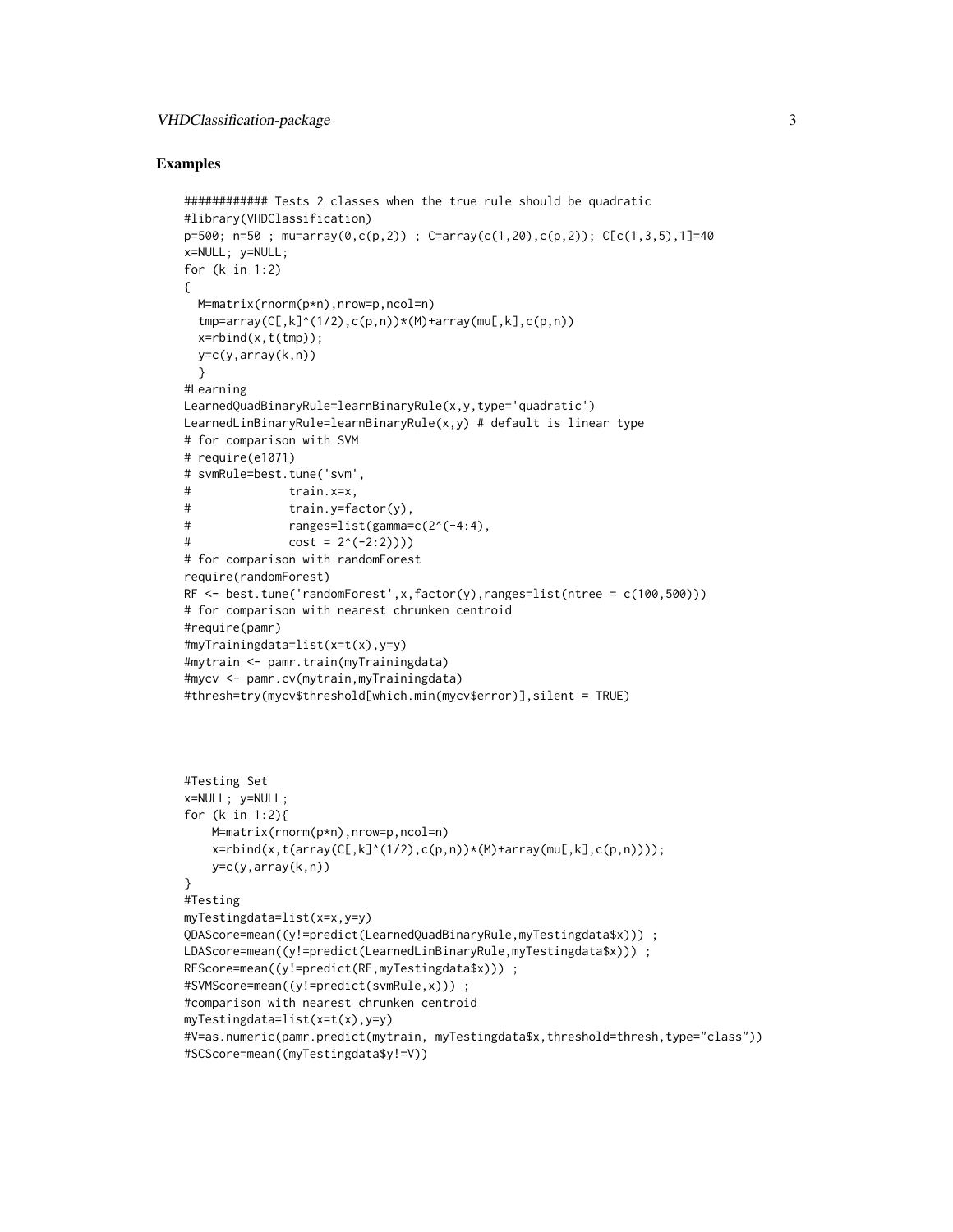## Examples

```
############ Tests 2 classes when the true rule should be quadratic
#library(VHDClassification)
p=500; n=50 ; mu=array(0,c(p,2)) ; C=array(c(1,20),c(p,2)); C[c(1,3,5),1]=40
x=NULL; y=NULL;
for (k in 1:2)
{
  M=matrix(rnorm(p*n),nrow=p,ncol=n)
  tmp=array(C[,k]^(1/2),c(p,n))*(M)+array(mu[,k],c(p,n))
  x=rbind(x,t(tmp));
  y=c(y,array(k,n))
  }
#Learning
LearnedQuadBinaryRule=learnBinaryRule(x,y,type='quadratic')
LearnedLinBinaryRule=learnBinaryRule(x,y) # default is linear type
# for comparison with SVM
# require(e1071)
# svmRule=best.tune('svm',
#              train.x=x,
#              train.y=factor(y),
#              ranges=list(gamma=c(2^(-4:4),
#              cost = 2^(-2:2))))
# for comparison with randomForest
require(randomForest)
RF <- best.tune('randomForest',x,factor(y),ranges=list(ntree = c(100,500)))
# for comparison with nearest chrunken centroid
#require(pamr)
#myTrainingdata=list(x=t(x),y=y)
#mytrain <- pamr.train(myTrainingdata)
#mycv <- pamr.cv(mytrain,myTrainingdata)
#thresh=try(mycv$threshold[which.min(mycv$error)],silent = TRUE)




#Testing Set
x=NULL; y=NULL;
for (k in 1:2){
    M=matrix(rnorm(p*n),nrow=p,ncol=n)
    x=rbind(x,t(array(C[,k]^(1/2),c(p,n))*(M)+array(mu[,k],c(p,n))));
    y=c(y,array(k,n))
}
#Testing
myTestingdata=list(x=x,y=y)
QDAScore=mean((y!=predict(LearnedQuadBinaryRule,myTestingdata$x))) ;
LDAScore=mean((y!=predict(LearnedLinBinaryRule,myTestingdata$x))) ;
RFScore=mean((y!=predict(RF,myTestingdata$x))) ;
#SVMScore=mean((y!=predict(svmRule,x))) ;
#comparison with nearest chrunken centroid
myTestingdata=list(x=t(x),y=y)
#V=as.numeric(pamr.predict(mytrain, myTestingdata$x,threshold=thresh,type="class"))
#SCScore=mean((myTestingdata$y!=V))
```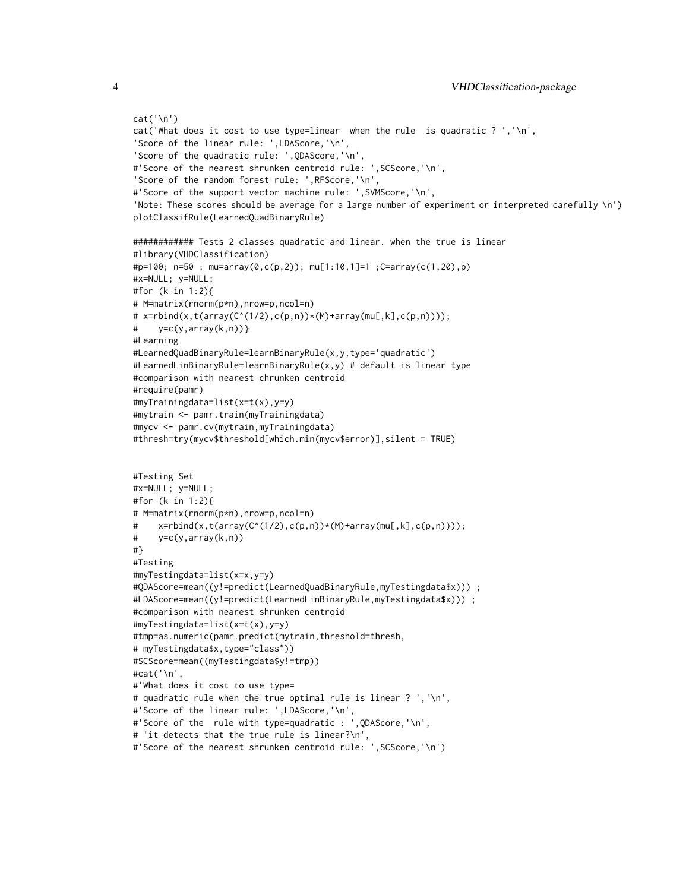```
cat('\n')
cat('What does it cost to use type=linear  when the rule  is quadratic ? ','\n',
'Score of the linear rule: ',LDAScore,'\n',
'Score of the quadratic rule: ',QDAScore,'\n',
#'Score of the nearest shrunken centroid rule: ',SCScore,'\n',
'Score of the random forest rule: ',RFScore,'\n',
#'Score of the support vector machine rule: ',SVMScore,'\n',
'Note: These scores should be average for a large number of experiment or interpreted carefully \n')
plotClassifRule(LearnedQuadBinaryRule)

############ Tests 2 classes quadratic and linear. when the true is linear
#library(VHDClassification)
#p=100; n=50 ; mu=array(0,c(p,2)); mu[1:10,1]=1 ;C=array(c(1,20),p)
#x=NULL; y=NULL;
#for (k in 1:2){
# M=matrix(rnorm(p*n),nrow=p,ncol=n)
# x=rbind(x,t(array(C^(1/2),c(p,n))*(M)+array(mu[,k],c(p,n))));
#    y=c(y,array(k,n))}
#Learning
#LearnedQuadBinaryRule=learnBinaryRule(x,y,type='quadratic')
#LearnedLinBinaryRule=learnBinaryRule(x,y) # default is linear type
#comparison with nearest chrunken centroid
#require(pamr)
#myTrainingdata=list(x=t(x),y=y)
#mytrain <- pamr.train(myTrainingdata)
#mycv <- pamr.cv(mytrain,myTrainingdata)
#thresh=try(mycv$threshold[which.min(mycv$error)],silent = TRUE)


#Testing Set
#x=NULL; y=NULL;
#for (k in 1:2){
# M=matrix(rnorm(p*n),nrow=p,ncol=n)
#    x=rbind(x,t(array(C^(1/2),c(p,n))*(M)+array(mu[,k],c(p,n))));
#    y=c(y,array(k,n))
#}
#Testing
#myTestingdata=list(x=x,y=y)
#QDAScore=mean((y!=predict(LearnedQuadBinaryRule,myTestingdata$x))) ;
#LDAScore=mean((y!=predict(LearnedLinBinaryRule,myTestingdata$x))) ;
#comparison with nearest shrunken centroid
#myTestingdata=list(x=t(x),y=y)
#tmp=as.numeric(pamr.predict(mytrain,threshold=thresh,
# myTestingdata$x,type="class"))
#SCScore=mean((myTestingdata$y!=tmp))
#cat('\n',
#'What does it cost to use type=
# quadratic rule when the true optimal rule is linear ? ','\n',
#'Score of the linear rule: ',LDAScore,'\n',
#'Score of the  rule with type=quadratic : ',QDAScore,'\n',
# 'it detects that the true rule is linear?\n',
#'Score of the nearest shrunken centroid rule: ',SCScore,'\n')
```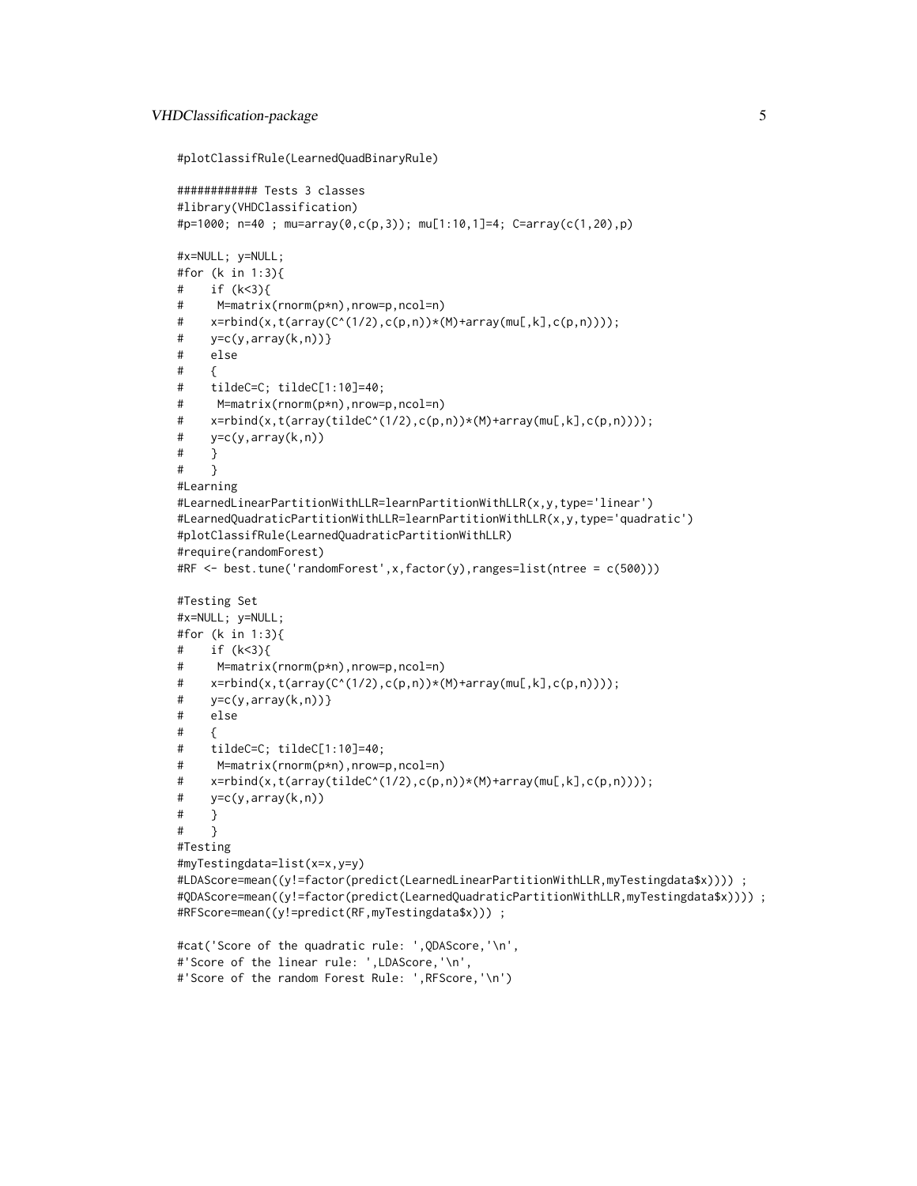```
#plotClassifRule(LearnedQuadBinaryRule)

############ Tests 3 classes
#library(VHDClassification)
#p=1000; n=40 ; mu=array(0,c(p,3)); mu[1:10,1]=4; C=array(c(1,20),p)

#x=NULL; y=NULL;
#for (k in 1:3){
#    if (k<3){
#     M=matrix(rnorm(p*n),nrow=p,ncol=n)
#    x=rbind(x,t(array(C^(1/2),c(p,n))*(M)+array(mu[,k],c(p,n))));
#    y=c(y,array(k,n))}
#    else
#    {
#    tildeC=C; tildeC[1:10]=40;
#     M=matrix(rnorm(p*n),nrow=p,ncol=n)
#    x=rbind(x,t(array(tildeC^(1/2),c(p,n))*(M)+array(mu[,k],c(p,n))));
#    y=c(y,array(k,n))
#    }
#    }
#Learning
#LearnedLinearPartitionWithLLR=learnPartitionWithLLR(x,y,type='linear')
#LearnedQuadraticPartitionWithLLR=learnPartitionWithLLR(x,y,type='quadratic')
#plotClassifRule(LearnedQuadraticPartitionWithLLR)
#require(randomForest)
#RF <- best.tune('randomForest',x,factor(y),ranges=list(ntree = c(500)))

#Testing Set
#x=NULL; y=NULL;
#for (k in 1:3){
#    if (k<3){
#     M=matrix(rnorm(p*n),nrow=p,ncol=n)
#    x=rbind(x,t(array(C^(1/2),c(p,n))*(M)+array(mu[,k],c(p,n))));
#    y=c(y,array(k,n))}
#    else
#    {
#    tildeC=C; tildeC[1:10]=40;
#     M=matrix(rnorm(p*n),nrow=p,ncol=n)
#    x=rbind(x,t(array(tildeC^(1/2),c(p,n))*(M)+array(mu[,k],c(p,n))));
#    y=c(y,array(k,n))
#    }
#    }
#Testing
#myTestingdata=list(x=x,y=y)
#LDAScore=mean((y!=factor(predict(LearnedLinearPartitionWithLLR,myTestingdata$x)))) ;
#QDAScore=mean((y!=factor(predict(LearnedQuadraticPartitionWithLLR,myTestingdata$x)))) ;
#RFScore=mean((y!=predict(RF,myTestingdata$x))) ;

#cat('Score of the quadratic rule: ',QDAScore,'\n',
#'Score of the linear rule: ',LDAScore,'\n',
#'Score of the random Forest Rule: ',RFScore,'\n')
```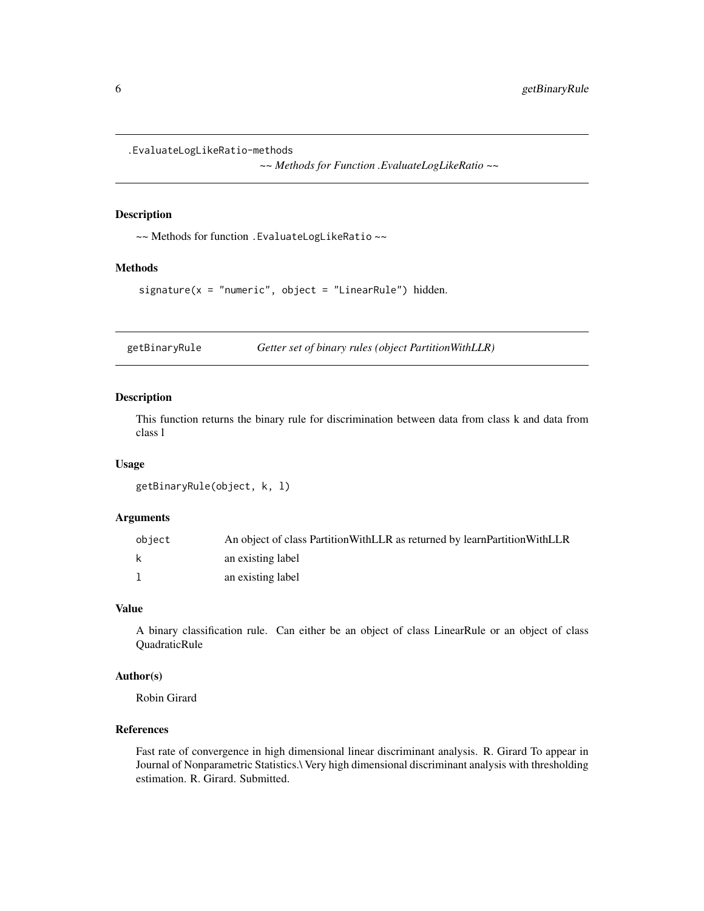## .EvaluateLogLikeRatio-methods

*~~ Methods for Function .EvaluateLogLikeRatio ~~*

### Description

~~ Methods for function `.EvaluateLogLikeRatio` ~~

### Methods

`signature(x = "numeric", object = "LinearRule")` hidden.

## getBinaryRule

*Getter set of binary rules (object PartitionWithLLR)*

### Description

This function returns the binary rule for discrimination between data from class k and data from class l

### Usage

```
getBinaryRule(object, k, l)
```

### Arguments

| | |
|---|---|
| `object` | An object of class PartitionWithLLR as returned by learnPartitionWithLLR |
| `k` | an existing label |
| `l` | an existing label |

### Value

A binary classification rule. Can either be an object of class LinearRule or an object of class QuadraticRule

### Author(s)

Robin Girard

### References

Fast rate of convergence in high dimensional linear discriminant analysis. R. Girard To appear in Journal of Nonparametric Statistics.\ Very high dimensional discriminant analysis with thresholding estimation. R. Girard. Submitted.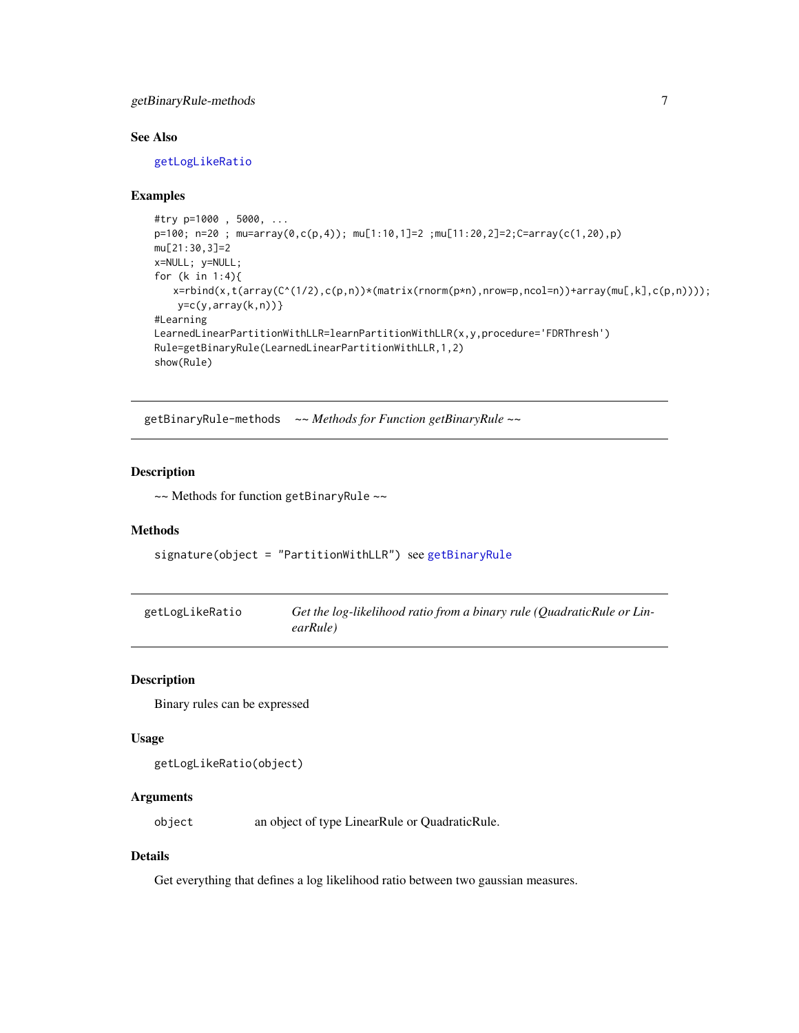### See Also

getLogLikeRatio

### Examples

```
#try p=1000 , 5000, ...
p=100; n=20 ; mu=array(0,c(p,4)); mu[1:10,1]=2 ;mu[11:20,2]=2;C=array(c(1,20),p)
mu[21:30,3]=2
x=NULL; y=NULL;
for (k in 1:4){
   x=rbind(x,t(array(C^(1/2),c(p,n))*(matrix(rnorm(p*n),nrow=p,ncol=n))+array(mu[,k],c(p,n))));
    y=c(y,array(k,n))}
#Learning
LearnedLinearPartitionWithLLR=learnPartitionWithLLR(x,y,procedure='FDRThresh')
Rule=getBinaryRule(LearnedLinearPartitionWithLLR,1,2)
show(Rule)
```

---

## getBinaryRule-methods    *~~ Methods for Function getBinaryRule ~~*

### Description

~~ Methods for function `getBinaryRule` ~~

### Methods

`signature(object = "PartitionWithLLR")` see getBinaryRule

---

## getLogLikeRatio    *Get the log-likelihood ratio from a binary rule (QuadraticRule or LinearRule)*

### Description

Binary rules can be expressed

### Usage

```
getLogLikeRatio(object)
```

### Arguments

| | |
|---|---|
| `object` | an object of type LinearRule or QuadraticRule. |

### Details

Get everything that defines a log likelihood ratio between two gaussian measures.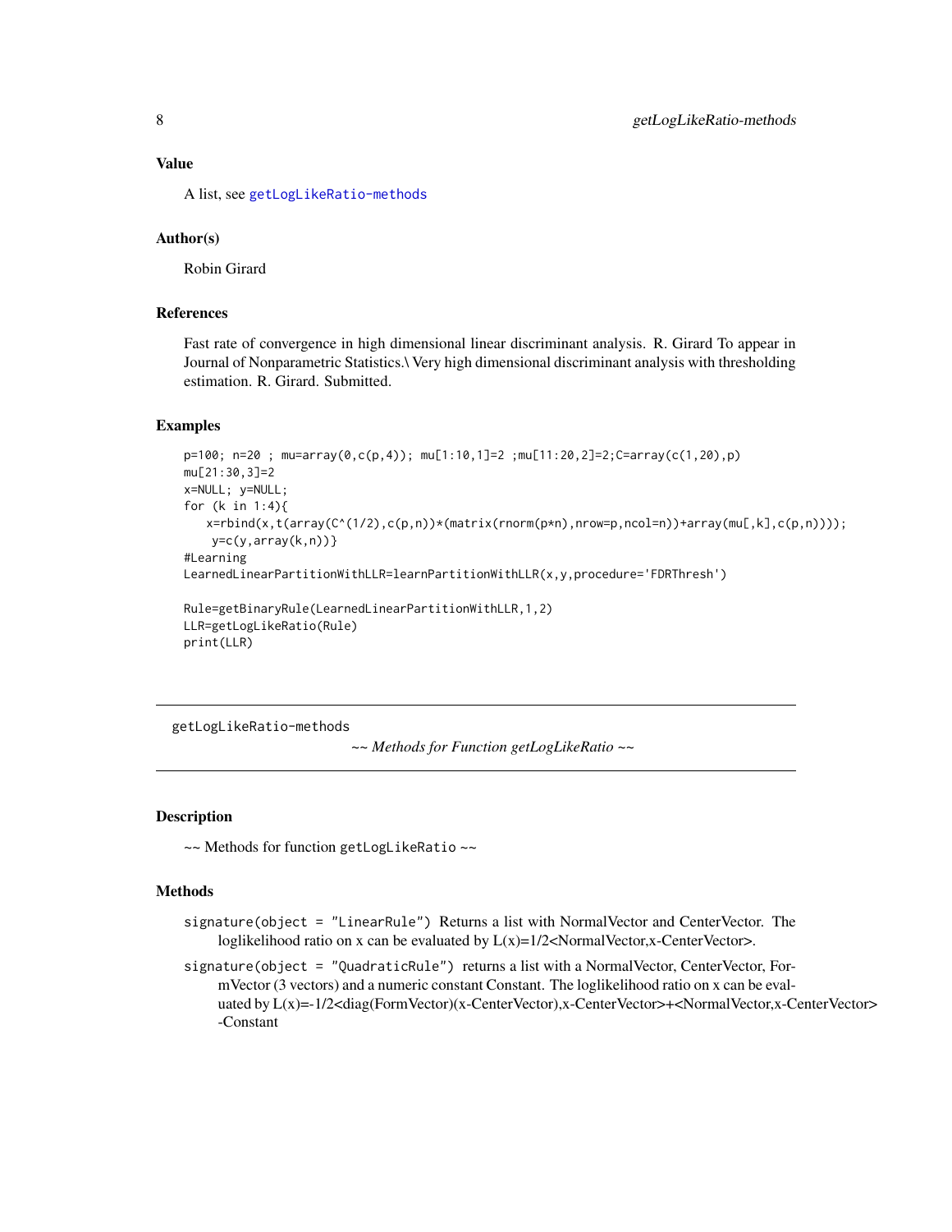### Value

A list, see getLogLikeRatio-methods

### Author(s)

Robin Girard

### References

Fast rate of convergence in high dimensional linear discriminant analysis. R. Girard To appear in Journal of Nonparametric Statistics.\ Very high dimensional discriminant analysis with thresholding estimation. R. Girard. Submitted.

### Examples

```
p=100; n=20 ; mu=array(0,c(p,4)); mu[1:10,1]=2 ;mu[11:20,2]=2;C=array(c(1,20),p)
mu[21:30,3]=2
x=NULL; y=NULL;
for (k in 1:4){
   x=rbind(x,t(array(C^(1/2),c(p,n))*(matrix(rnorm(p*n),nrow=p,ncol=n))+array(mu[,k],c(p,n))));
    y=c(y,array(k,n))}
#Learning
LearnedLinearPartitionWithLLR=learnPartitionWithLLR(x,y,procedure='FDRThresh')

Rule=getBinaryRule(LearnedLinearPartitionWithLLR,1,2)
LLR=getLogLikeRatio(Rule)
print(LLR)
```

---

## getLogLikeRatio-methods

*~~ Methods for Function getLogLikeRatio ~~*

---

### Description

~~ Methods for function `getLogLikeRatio` ~~

### Methods

`signature(object = "LinearRule")` Returns a list with NormalVector and CenterVector. The loglikelihood ratio on x can be evaluated by L(x)=1/2<NormalVector,x-CenterVector>.

`signature(object = "QuadraticRule")` returns a list with a NormalVector, CenterVector, FormVector (3 vectors) and a numeric constant Constant. The loglikelihood ratio on x can be evaluated by L(x)=-1/2<diag(FormVector)(x-CenterVector),x-CenterVector>+<NormalVector,x-CenterVector> -Constant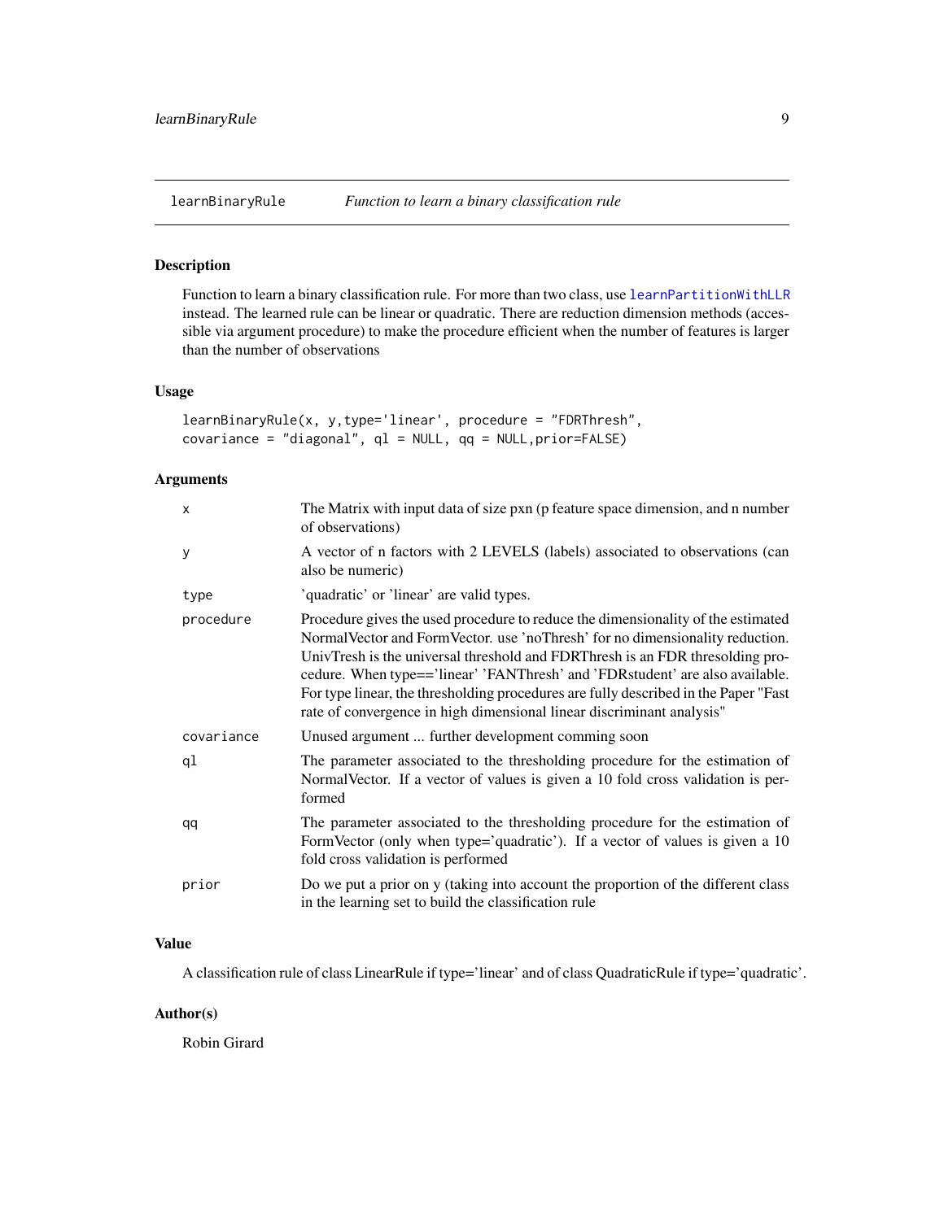## learnBinaryRule *Function to learn a binary classification rule*

### Description

Function to learn a binary classification rule. For more than two class, use learnPartitionWithLLR instead. The learned rule can be linear or quadratic. There are reduction dimension methods (accessible via argument procedure) to make the procedure efficient when the number of features is larger than the number of observations

### Usage

```
learnBinaryRule(x, y,type='linear', procedure = "FDRThresh",
covariance = "diagonal", ql = NULL, qq = NULL,prior=FALSE)
```

### Arguments

| | |
|---|---|
| x | The Matrix with input data of size pxn (p feature space dimension, and n number of observations) |
| y | A vector of n factors with 2 LEVELS (labels) associated to observations (can also be numeric) |
| type | 'quadratic' or 'linear' are valid types. |
| procedure | Procedure gives the used procedure to reduce the dimensionality of the estimated NormalVector and FormVector. use 'noThresh' for no dimensionality reduction. UnivTresh is the universal threshold and FDRThresh is an FDR thresolding procedure. When type=='linear' 'FANThresh' and 'FDRstudent' are also available. For type linear, the thresholding procedures are fully described in the Paper "Fast rate of convergence in high dimensional linear discriminant analysis" |
| covariance | Unused argument ... further development comming soon |
| ql | The parameter associated to the thresholding procedure for the estimation of NormalVector. If a vector of values is given a 10 fold cross validation is performed |
| qq | The parameter associated to the thresholding procedure for the estimation of FormVector (only when type='quadratic'). If a vector of values is given a 10 fold cross validation is performed |
| prior | Do we put a prior on y (taking into account the proportion of the different class in the learning set to build the classification rule |

### Value

A classification rule of class LinearRule if type='linear' and of class QuadraticRule if type='quadratic'.

### Author(s)

Robin Girard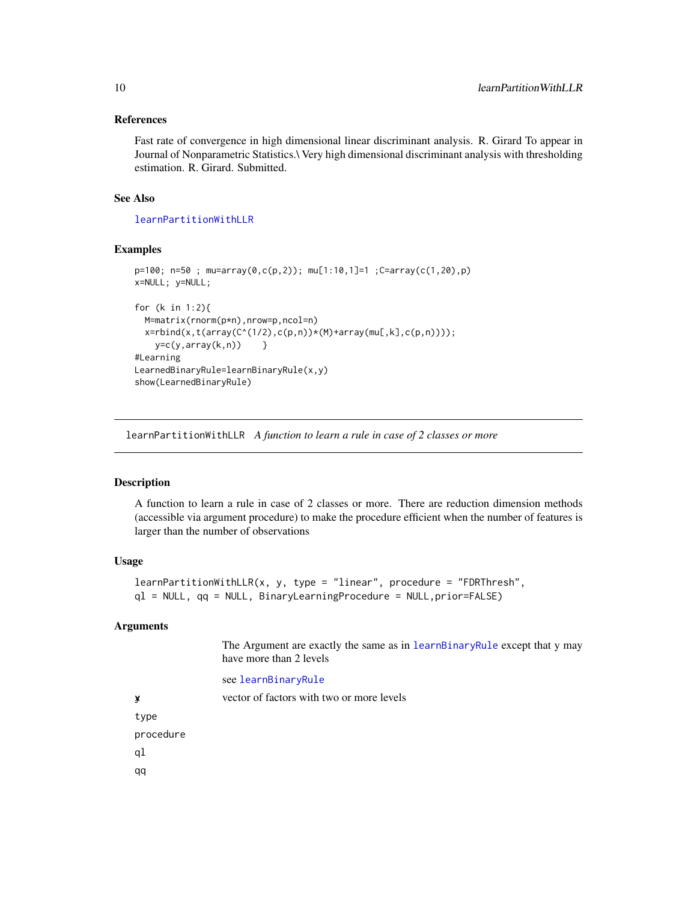### References

Fast rate of convergence in high dimensional linear discriminant analysis. R. Girard To appear in Journal of Nonparametric Statistics.\ Very high dimensional discriminant analysis with thresholding estimation. R. Girard. Submitted.

### See Also

learnPartitionWithLLR

### Examples

```
p=100; n=50 ; mu=array(0,c(p,2)); mu[1:10,1]=1 ;C=array(c(1,20),p)
x=NULL; y=NULL;

for (k in 1:2){
  M=matrix(rnorm(p*n),nrow=p,ncol=n)
  x=rbind(x,t(array(C^(1/2),c(p,n))*(M)+array(mu[,k],c(p,n))));
    y=c(y,array(k,n))    }
#Learning
LearnedBinaryRule=learnBinaryRule(x,y)
show(LearnedBinaryRule)
```

---

## learnPartitionWithLLR *A function to learn a rule in case of 2 classes or more*

### Description

A function to learn a rule in case of 2 classes or more. There are reduction dimension methods (accessible via argument procedure) to make the procedure efficient when the number of features is larger than the number of observations

### Usage

```
learnPartitionWithLLR(x, y, type = "linear", procedure = "FDRThresh",
ql = NULL, qq = NULL, BinaryLearningProcedure = NULL,prior=FALSE)
```

### Arguments

The Argument are exactly the same as in learnBinaryRule except that y may have more than 2 levels

see learnBinaryRule

| | |
|---|---|
| x y | vector of factors with two or more levels |
| type | |
| procedure | |
| ql | |
| qq | |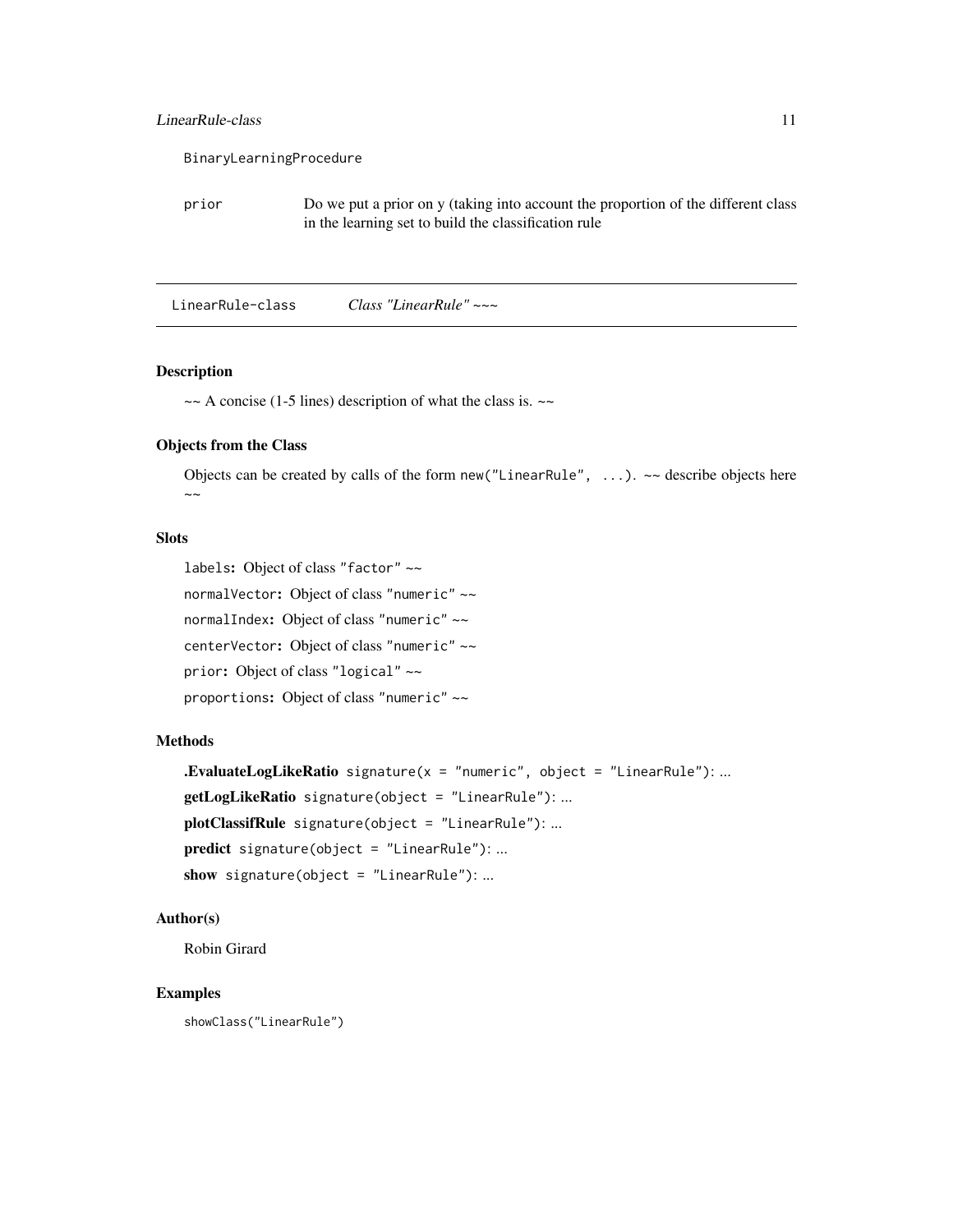BinaryLearningProcedure

prior Do we put a prior on y (taking into account the proportion of the different class in the learning set to build the classification rule

---

LinearRule-class *Class "LinearRule" ~~~*

---

### Description

~~ A concise (1-5 lines) description of what the class is. ~~

### Objects from the Class

Objects can be created by calls of the form `new("LinearRule", ...)`. ~~ describe objects here ~~

### Slots

`labels`: Object of class `"factor"` ~~

`normalVector`: Object of class `"numeric"` ~~

`normalIndex`: Object of class `"numeric"` ~~

`centerVector`: Object of class `"numeric"` ~~

`prior`: Object of class `"logical"` ~~

`proportions`: Object of class `"numeric"` ~~

### Methods

**.EvaluateLogLikeRatio** `signature(x = "numeric", object = "LinearRule")`: ...

**getLogLikeRatio** `signature(object = "LinearRule")`: ...

**plotClassifRule** `signature(object = "LinearRule")`: ...

**predict** `signature(object = "LinearRule")`: ...

**show** `signature(object = "LinearRule")`: ...

### Author(s)

Robin Girard

### Examples

```
showClass("LinearRule")
```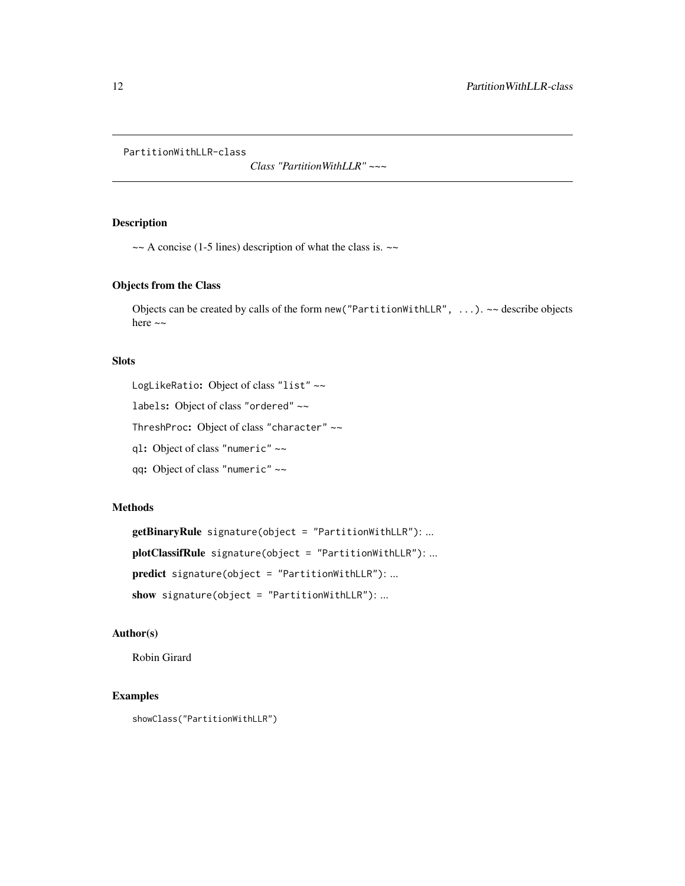PartitionWithLLR-class

*Class "PartitionWithLLR" ~~~*

## Description

~~ A concise (1-5 lines) description of what the class is. ~~

## Objects from the Class

Objects can be created by calls of the form `new("PartitionWithLLR", ...)`. ~~ describe objects here ~~

## Slots

`LogLikeRatio`**:** Object of class `"list"` ~~

`labels`**:** Object of class `"ordered"` ~~

`ThreshProc`**:** Object of class `"character"` ~~

`ql`**:** Object of class `"numeric"` ~~

`qq`**:** Object of class `"numeric"` ~~

## Methods

**getBinaryRule** `signature(object = "PartitionWithLLR")`: ...

**plotClassifRule** `signature(object = "PartitionWithLLR")`: ...

**predict** `signature(object = "PartitionWithLLR")`: ...

**show** `signature(object = "PartitionWithLLR")`: ...

## Author(s)

Robin Girard

## Examples

```
showClass("PartitionWithLLR")
```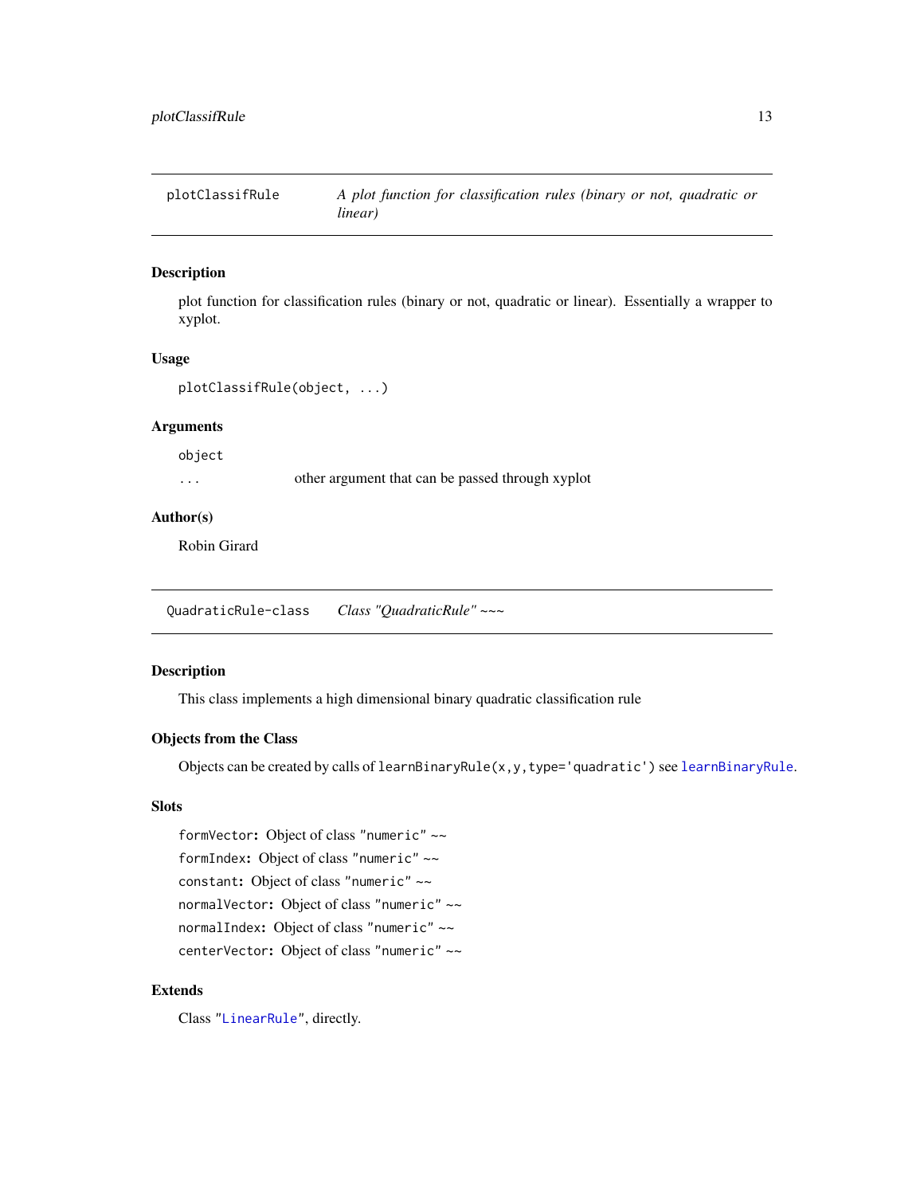## plotClassifRule — *A plot function for classification rules (binary or not, quadratic or linear)*

### Description

plot function for classification rules (binary or not, quadratic or linear). Essentially a wrapper to xyplot.

### Usage

```
plotClassifRule(object, ...)
```

### Arguments

| | |
|---|---|
| `object` | |
| `...` | other argument that can be passed through xyplot |

### Author(s)

Robin Girard

## QuadraticRule-class — *Class "QuadraticRule" ~~~*

### Description

This class implements a high dimensional binary quadratic classification rule

### Objects from the Class

Objects can be created by calls of `learnBinaryRule(x,y,type='quadratic')` see `learnBinaryRule`.

### Slots

`formVector`: Object of class "numeric" ~~

`formIndex`: Object of class "numeric" ~~

`constant`: Object of class "numeric" ~~

`normalVector`: Object of class "numeric" ~~

`normalIndex`: Object of class "numeric" ~~

`centerVector`: Object of class "numeric" ~~

### Extends

Class "`LinearRule`", directly.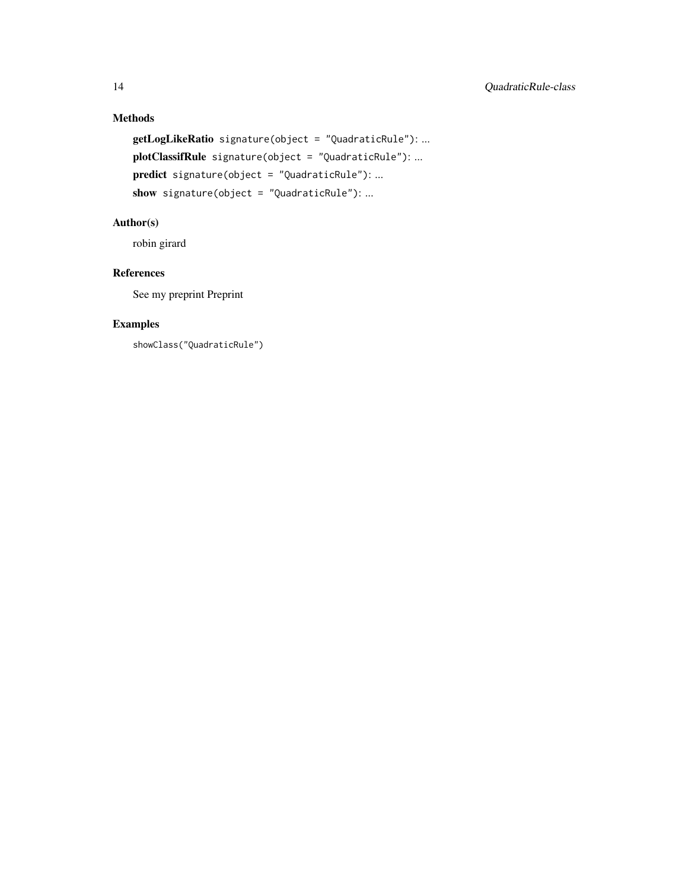## Methods

**getLogLikeRatio** `signature(object = "QuadraticRule")`: ...

**plotClassifRule** `signature(object = "QuadraticRule")`: ...

**predict** `signature(object = "QuadraticRule")`: ...

**show** `signature(object = "QuadraticRule")`: ...

## Author(s)

robin girard

## References

See my preprint Preprint

## Examples

```
showClass("QuadraticRule")
```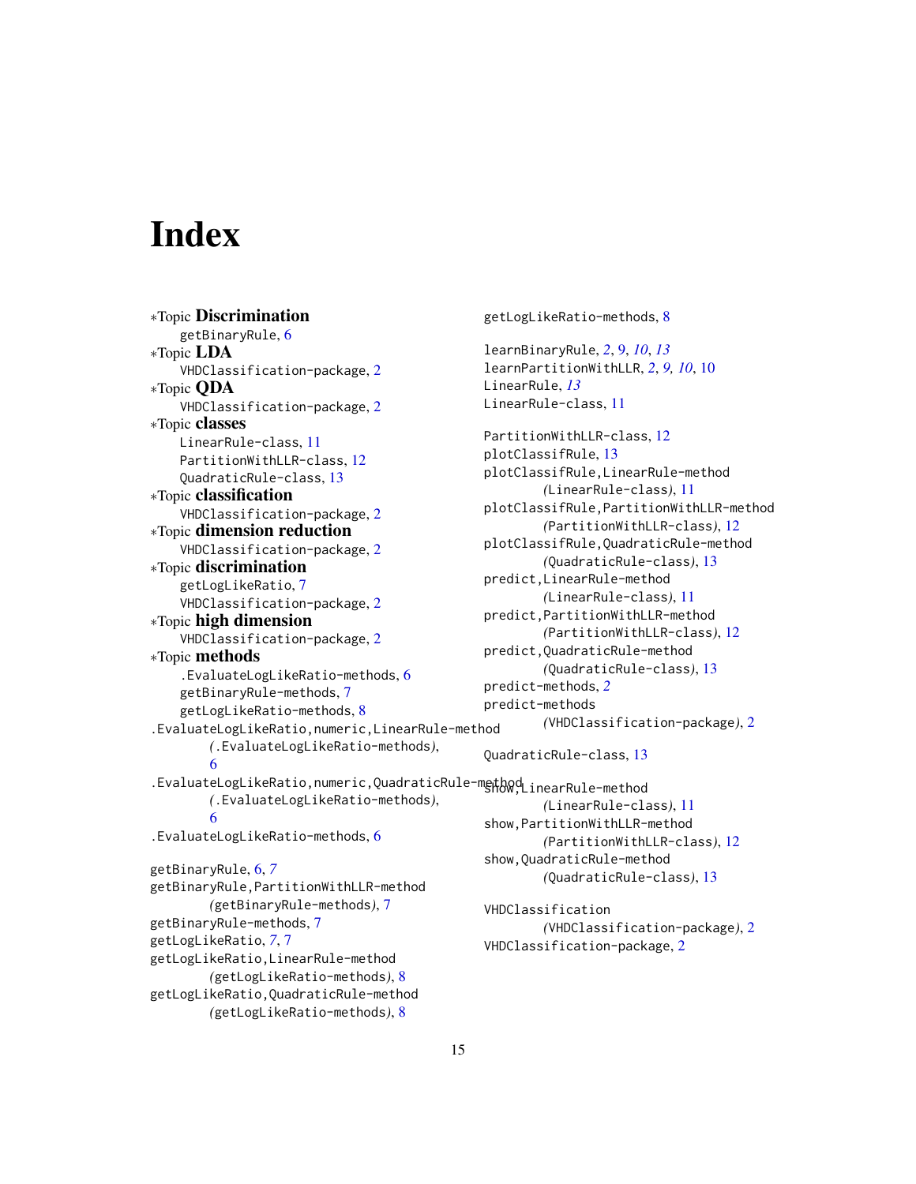# Index

*Topic **Discrimination**
getBinaryRule, 6
*Topic **LDA**
VHDClassification-package, 2
*Topic **QDA**
VHDClassification-package, 2
*Topic **classes**
LinearRule-class, 11
PartitionWithLLR-class, 12
QuadraticRule-class, 13
*Topic **classification**
VHDClassification-package, 2
*Topic **dimension reduction**
VHDClassification-package, 2
*Topic **discrimination**
getLogLikeRatio, 7
VHDClassification-package, 2
*Topic **high dimension**
VHDClassification-package, 2
*Topic **methods**
.EvaluateLogLikeRatio-methods, 6
getBinaryRule-methods, 7
getLogLikeRatio-methods, 8
.EvaluateLogLikeRatio,numeric,LinearRule-method
*(.EvaluateLogLikeRatio-methods)*, 6
.EvaluateLogLikeRatio,numeric,QuadraticRule-method
*(.EvaluateLogLikeRatio-methods)*, 6
.EvaluateLogLikeRatio-methods, 6

getBinaryRule, 6, *7*
getBinaryRule,PartitionWithLLR-method
*(getBinaryRule-methods)*, 7
getBinaryRule-methods, 7
getLogLikeRatio, *7*, 7
getLogLikeRatio,LinearRule-method
*(getLogLikeRatio-methods)*, 8
getLogLikeRatio,QuadraticRule-method
*(getLogLikeRatio-methods)*, 8
getLogLikeRatio-methods, 8

learnBinaryRule, *2*, 9, *10*, *13*
learnPartitionWithLLR, *2*, *9*, *10*, 10
LinearRule, *13*
LinearRule-class, 11

PartitionWithLLR-class, 12
plotClassifRule, 13
plotClassifRule,LinearRule-method
*(LinearRule-class)*, 11
plotClassifRule,PartitionWithLLR-method
*(PartitionWithLLR-class)*, 12
plotClassifRule,QuadraticRule-method
*(QuadraticRule-class)*, 13
predict,LinearRule-method
*(LinearRule-class)*, 11
predict,PartitionWithLLR-method
*(PartitionWithLLR-class)*, 12
predict,QuadraticRule-method
*(QuadraticRule-class)*, 13
predict-methods, *2*
predict-methods
*(VHDClassification-package)*, 2

QuadraticRule-class, 13

show,LinearRule-method
*(LinearRule-class)*, 11
show,PartitionWithLLR-method
*(PartitionWithLLR-class)*, 12
show,QuadraticRule-method
*(QuadraticRule-class)*, 13

VHDClassification
*(VHDClassification-package)*, 2
VHDClassification-package, 2